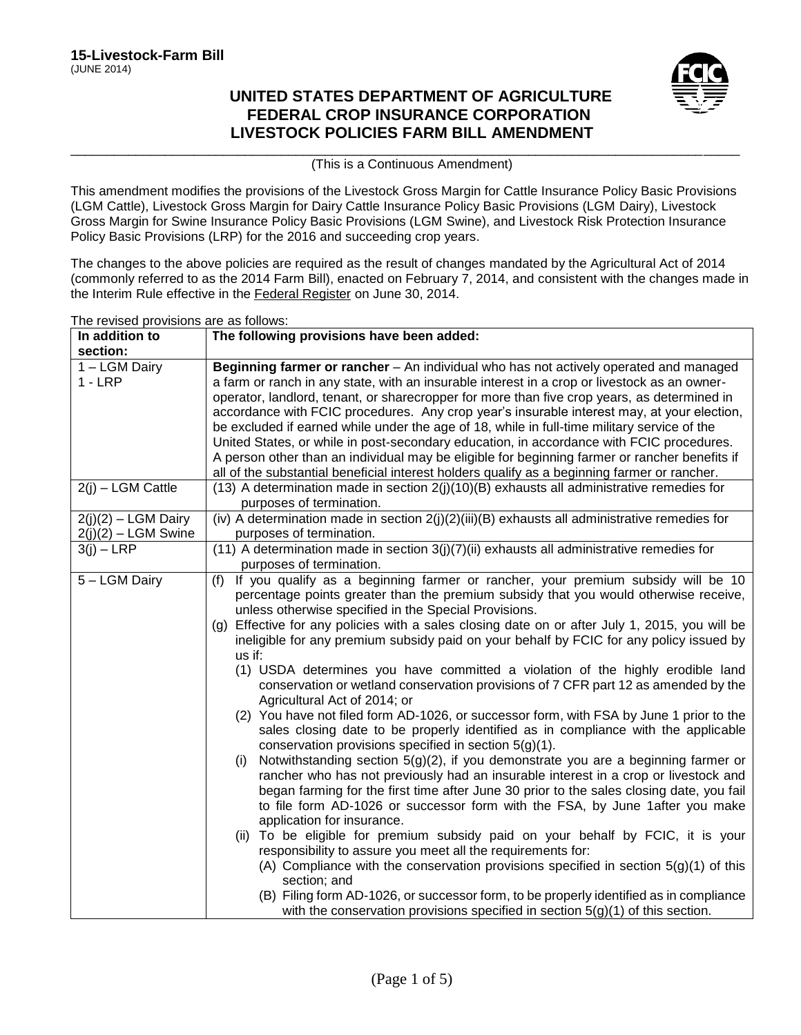**15-Livestock-Farm Bill**
(JUNE 2014)

# UNITED STATES DEPARTMENT OF AGRICULTURE
# FEDERAL CROP INSURANCE CORPORATION
# LIVESTOCK POLICIES FARM BILL AMENDMENT

(This is a Continuous Amendment)

This amendment modifies the provisions of the Livestock Gross Margin for Cattle Insurance Policy Basic Provisions (LGM Cattle), Livestock Gross Margin for Dairy Cattle Insurance Policy Basic Provisions (LGM Dairy), Livestock Gross Margin for Swine Insurance Policy Basic Provisions (LGM Swine), and Livestock Risk Protection Insurance Policy Basic Provisions (LRP) for the 2016 and succeeding crop years.

The changes to the above policies are required as the result of changes mandated by the Agricultural Act of 2014 (commonly referred to as the 2014 Farm Bill), enacted on February 7, 2014, and consistent with the changes made in the Interim Rule effective in the Federal Register on June 30, 2014.

The revised provisions are as follows:

| In addition to section: | The following provisions have been added: |
|---|---|
| 1 – LGM Dairy<br>1 - LRP | **Beginning farmer or rancher** – An individual who has not actively operated and managed a farm or ranch in any state, with an insurable interest in a crop or livestock as an owner-operator, landlord, tenant, or sharecropper for more than five crop years, as determined in accordance with FCIC procedures. Any crop year's insurable interest may, at your election, be excluded if earned while under the age of 18, while in full-time military service of the United States, or while in post-secondary education, in accordance with FCIC procedures. A person other than an individual may be eligible for beginning farmer or rancher benefits if all of the substantial beneficial interest holders qualify as a beginning farmer or rancher. |
| 2(j) – LGM Cattle | (13) A determination made in section 2(j)(10)(B) exhausts all administrative remedies for purposes of termination. |
| 2(j)(2) – LGM Dairy<br>2(j)(2) – LGM Swine | (iv) A determination made in section 2(j)(2)(iii)(B) exhausts all administrative remedies for purposes of termination. |
| 3(j) – LRP | (11) A determination made in section 3(j)(7)(ii) exhausts all administrative remedies for purposes of termination. |
| 5 – LGM Dairy | (f) If you qualify as a beginning farmer or rancher, your premium subsidy will be 10 percentage points greater than the premium subsidy that you would otherwise receive, unless otherwise specified in the Special Provisions.<br>(g) Effective for any policies with a sales closing date on or after July 1, 2015, you will be ineligible for any premium subsidy paid on your behalf by FCIC for any policy issued by us if:<br>(1) USDA determines you have committed a violation of the highly erodible land conservation or wetland conservation provisions of 7 CFR part 12 as amended by the Agricultural Act of 2014; or<br>(2) You have not filed form AD-1026, or successor form, with FSA by June 1 prior to the sales closing date to be properly identified as in compliance with the applicable conservation provisions specified in section 5(g)(1).<br>(i) Notwithstanding section 5(g)(2), if you demonstrate you are a beginning farmer or rancher who has not previously had an insurable interest in a crop or livestock and began farming for the first time after June 30 prior to the sales closing date, you fail to file form AD-1026 or successor form with the FSA, by June 1after you make application for insurance.<br>(ii) To be eligible for premium subsidy paid on your behalf by FCIC, it is your responsibility to assure you meet all the requirements for:<br>(A) Compliance with the conservation provisions specified in section 5(g)(1) of this section; and<br>(B) Filing form AD-1026, or successor form, to be properly identified as in compliance with the conservation provisions specified in section 5(g)(1) of this section. |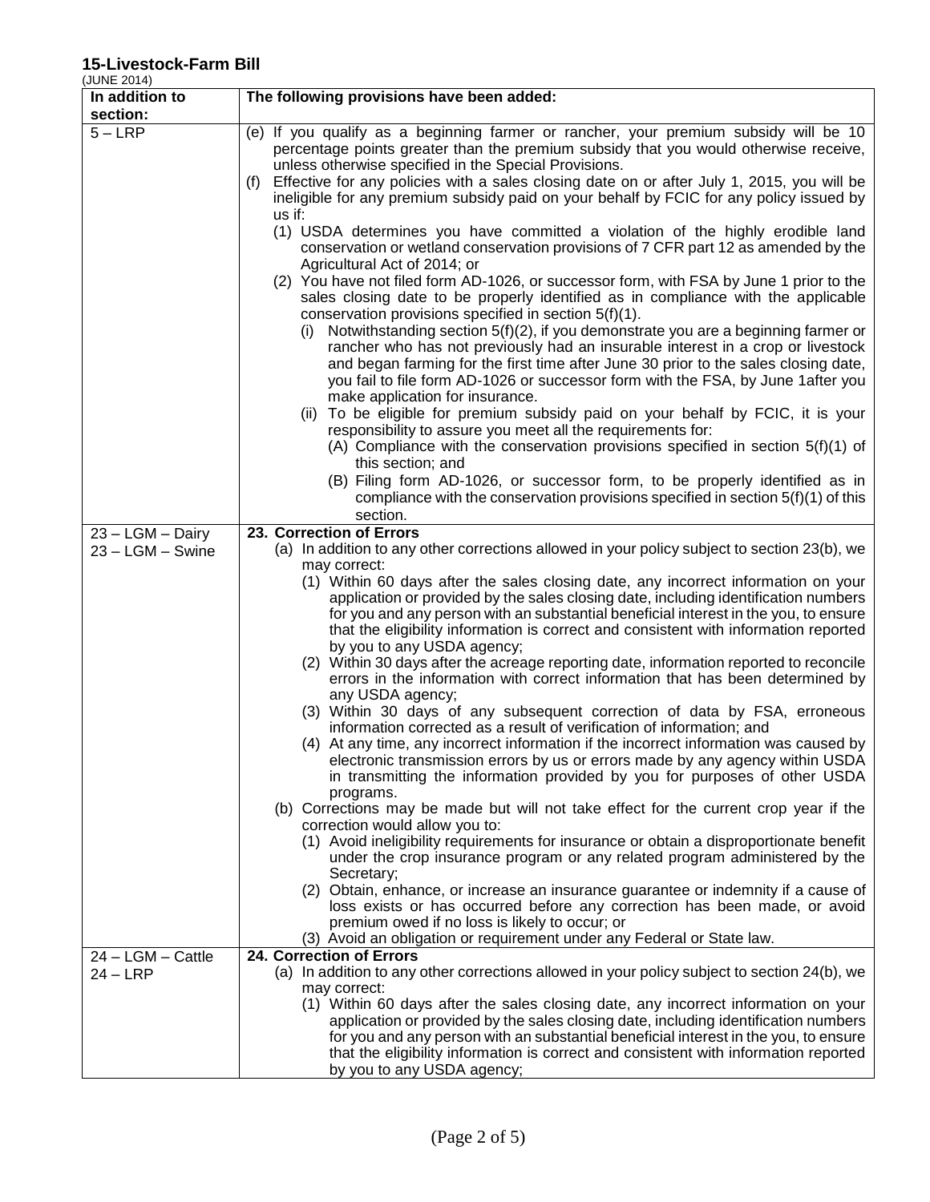## 15-Livestock-Farm Bill

(JUNE 2014)

| In addition to section: | The following provisions have been added: |
|---|---|
| 5 – LRP | (e) If you qualify as a beginning farmer or rancher, your premium subsidy will be 10 percentage points greater than the premium subsidy that you would otherwise receive, unless otherwise specified in the Special Provisions.<br>(f) Effective for any policies with a sales closing date on or after July 1, 2015, you will be ineligible for any premium subsidy paid on your behalf by FCIC for any policy issued by us if:<br>(1) USDA determines you have committed a violation of the highly erodible land conservation or wetland conservation provisions of 7 CFR part 12 as amended by the Agricultural Act of 2014; or<br>(2) You have not filed form AD-1026, or successor form, with FSA by June 1 prior to the sales closing date to be properly identified as in compliance with the applicable conservation provisions specified in section 5(f)(1).<br>(i) Notwithstanding section 5(f)(2), if you demonstrate you are a beginning farmer or rancher who has not previously had an insurable interest in a crop or livestock and began farming for the first time after June 30 prior to the sales closing date, you fail to file form AD-1026 or successor form with the FSA, by June 1after you make application for insurance.<br>(ii) To be eligible for premium subsidy paid on your behalf by FCIC, it is your responsibility to assure you meet all the requirements for:<br>(A) Compliance with the conservation provisions specified in section 5(f)(1) of this section; and<br>(B) Filing form AD-1026, or successor form, to be properly identified as in compliance with the conservation provisions specified in section 5(f)(1) of this section. |
| 23 – LGM – Dairy<br>23 – LGM – Swine | **23. Correction of Errors**<br>(a) In addition to any other corrections allowed in your policy subject to section 23(b), we may correct:<br>(1) Within 60 days after the sales closing date, any incorrect information on your application or provided by the sales closing date, including identification numbers for you and any person with an substantial beneficial interest in the you, to ensure that the eligibility information is correct and consistent with information reported by you to any USDA agency;<br>(2) Within 30 days after the acreage reporting date, information reported to reconcile errors in the information with correct information that has been determined by any USDA agency;<br>(3) Within 30 days of any subsequent correction of data by FSA, erroneous information corrected as a result of verification of information; and<br>(4) At any time, any incorrect information if the incorrect information was caused by electronic transmission errors by us or errors made by any agency within USDA in transmitting the information provided by you for purposes of other USDA programs.<br>(b) Corrections may be made but will not take effect for the current crop year if the correction would allow you to:<br>(1) Avoid ineligibility requirements for insurance or obtain a disproportionate benefit under the crop insurance program or any related program administered by the Secretary;<br>(2) Obtain, enhance, or increase an insurance guarantee or indemnity if a cause of loss exists or has occurred before any correction has been made, or avoid premium owed if no loss is likely to occur; or<br>(3) Avoid an obligation or requirement under any Federal or State law. |
| 24 – LGM – Cattle<br>24 – LRP | **24. Correction of Errors**<br>(a) In addition to any other corrections allowed in your policy subject to section 24(b), we may correct:<br>(1) Within 60 days after the sales closing date, any incorrect information on your application or provided by the sales closing date, including identification numbers for you and any person with an substantial beneficial interest in the you, to ensure that the eligibility information is correct and consistent with information reported by you to any USDA agency; |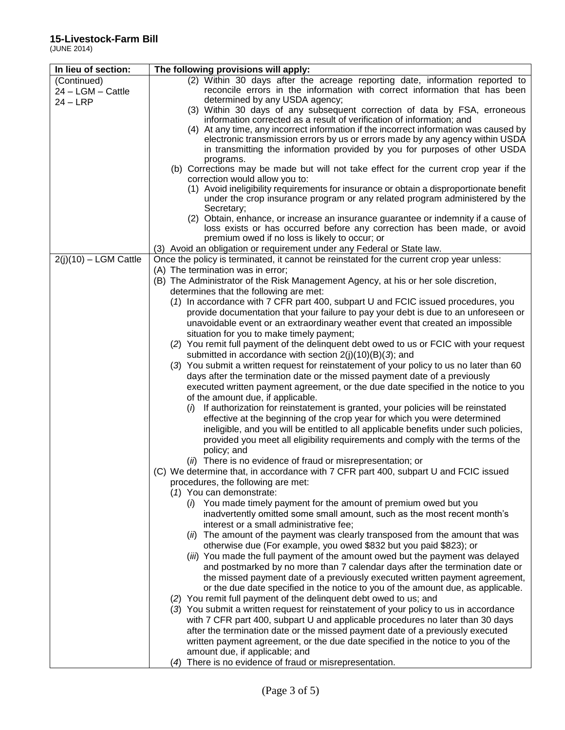**15-Livestock-Farm Bill**
(JUNE 2014)

| In lieu of section: | The following provisions will apply: |
|---|---|
| (Continued)<br>24 – LGM – Cattle<br>24 – LRP | (2) Within 30 days after the acreage reporting date, information reported to reconcile errors in the information with correct information that has been determined by any USDA agency;<br>(3) Within 30 days of any subsequent correction of data by FSA, erroneous information corrected as a result of verification of information; and<br>(4) At any time, any incorrect information if the incorrect information was caused by electronic transmission errors by us or errors made by any agency within USDA in transmitting the information provided by you for purposes of other USDA programs.<br>(b) Corrections may be made but will not take effect for the current crop year if the correction would allow you to:<br>(1) Avoid ineligibility requirements for insurance or obtain a disproportionate benefit under the crop insurance program or any related program administered by the Secretary;<br>(2) Obtain, enhance, or increase an insurance guarantee or indemnity if a cause of loss exists or has occurred before any correction has been made, or avoid premium owed if no loss is likely to occur; or<br>(3) Avoid an obligation or requirement under any Federal or State law. |
| 2(j)(10) – LGM Cattle | Once the policy is terminated, it cannot be reinstated for the current crop year unless:<br>(A) The termination was in error;<br>(B) The Administrator of the Risk Management Agency, at his or her sole discretion, determines that the following are met:<br>(*1*) In accordance with 7 CFR part 400, subpart U and FCIC issued procedures, you provide documentation that your failure to pay your debt is due to an unforeseen or unavoidable event or an extraordinary weather event that created an impossible situation for you to make timely payment;<br>(*2*) You remit full payment of the delinquent debt owed to us or FCIC with your request submitted in accordance with section 2(j)(10)(B)(*3*); and<br>(*3*) You submit a written request for reinstatement of your policy to us no later than 60 days after the termination date or the missed payment date of a previously executed written payment agreement, or the due date specified in the notice to you of the amount due, if applicable.<br>(*i*) If authorization for reinstatement is granted, your policies will be reinstated effective at the beginning of the crop year for which you were determined ineligible, and you will be entitled to all applicable benefits under such policies, provided you meet all eligibility requirements and comply with the terms of the policy; and<br>(*ii*) There is no evidence of fraud or misrepresentation; or<br>(C) We determine that, in accordance with 7 CFR part 400, subpart U and FCIC issued procedures, the following are met:<br>(*1*) You can demonstrate:<br>(*i*) You made timely payment for the amount of premium owed but you inadvertently omitted some small amount, such as the most recent month's interest or a small administrative fee;<br>(*ii*) The amount of the payment was clearly transposed from the amount that was otherwise due (For example, you owed \$832 but you paid \$823); or<br>(*iii*) You made the full payment of the amount owed but the payment was delayed and postmarked by no more than 7 calendar days after the termination date or the missed payment date of a previously executed written payment agreement, or the due date specified in the notice to you of the amount due, as applicable.<br>(*2*) You remit full payment of the delinquent debt owed to us; and<br>(*3*) You submit a written request for reinstatement of your policy to us in accordance with 7 CFR part 400, subpart U and applicable procedures no later than 30 days after the termination date or the missed payment date of a previously executed written payment agreement, or the due date specified in the notice to you of the amount due, if applicable; and<br>(*4*) There is no evidence of fraud or misrepresentation. |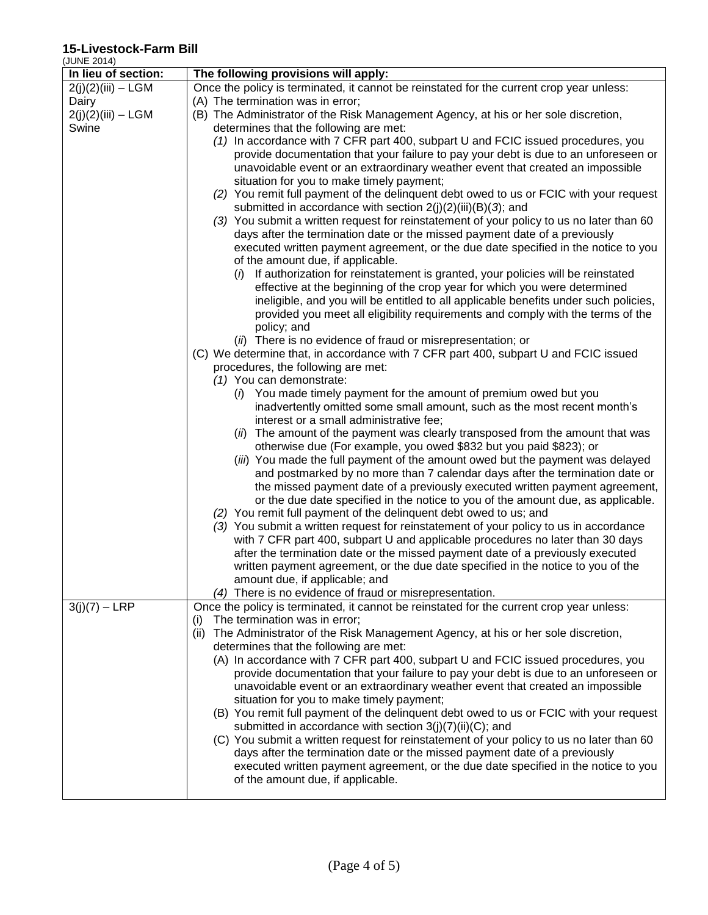**15-Livestock-Farm Bill**
(JUNE 2014)

| In lieu of section: | The following provisions will apply: |
|---|---|
| 2(j)(2)(iii) – LGM Dairy<br>2(j)(2)(iii) – LGM Swine | Once the policy is terminated, it cannot be reinstated for the current crop year unless:<br>(A) The termination was in error;<br>(B) The Administrator of the Risk Management Agency, at his or her sole discretion, determines that the following are met:<br>*(1)* In accordance with 7 CFR part 400, subpart U and FCIC issued procedures, you provide documentation that your failure to pay your debt is due to an unforeseen or unavoidable event or an extraordinary weather event that created an impossible situation for you to make timely payment;<br>*(2)* You remit full payment of the delinquent debt owed to us or FCIC with your request submitted in accordance with section 2(j)(2)(iii)(B)(*3*); and<br>*(3)* You submit a written request for reinstatement of your policy to us no later than 60 days after the termination date or the missed payment date of a previously executed written payment agreement, or the due date specified in the notice to you of the amount due, if applicable.<br>(*i*) If authorization for reinstatement is granted, your policies will be reinstated effective at the beginning of the crop year for which you were determined ineligible, and you will be entitled to all applicable benefits under such policies, provided you meet all eligibility requirements and comply with the terms of the policy; and<br>(*ii*) There is no evidence of fraud or misrepresentation; or<br>(C) We determine that, in accordance with 7 CFR part 400, subpart U and FCIC issued procedures, the following are met:<br>*(1)* You can demonstrate:<br>(*i*) You made timely payment for the amount of premium owed but you inadvertently omitted some small amount, such as the most recent month's interest or a small administrative fee;<br>(*ii*) The amount of the payment was clearly transposed from the amount that was otherwise due (For example, you owed $832 but you paid $823); or<br>(*iii*) You made the full payment of the amount owed but the payment was delayed and postmarked by no more than 7 calendar days after the termination date or the missed payment date of a previously executed written payment agreement, or the due date specified in the notice to you of the amount due, as applicable.<br>*(2)* You remit full payment of the delinquent debt owed to us; and<br>*(3)* You submit a written request for reinstatement of your policy to us in accordance with 7 CFR part 400, subpart U and applicable procedures no later than 30 days after the termination date or the missed payment date of a previously executed written payment agreement, or the due date specified in the notice to you of the amount due, if applicable; and<br>*(4)* There is no evidence of fraud or misrepresentation. |
| 3(j)(7) – LRP | Once the policy is terminated, it cannot be reinstated for the current crop year unless:<br>(i) The termination was in error;<br>(ii) The Administrator of the Risk Management Agency, at his or her sole discretion, determines that the following are met:<br>(A) In accordance with 7 CFR part 400, subpart U and FCIC issued procedures, you provide documentation that your failure to pay your debt is due to an unforeseen or unavoidable event or an extraordinary weather event that created an impossible situation for you to make timely payment;<br>(B) You remit full payment of the delinquent debt owed to us or FCIC with your request submitted in accordance with section 3(j)(7)(ii)(C); and<br>(C) You submit a written request for reinstatement of your policy to us no later than 60 days after the termination date or the missed payment date of a previously executed written payment agreement, or the due date specified in the notice to you of the amount due, if applicable. |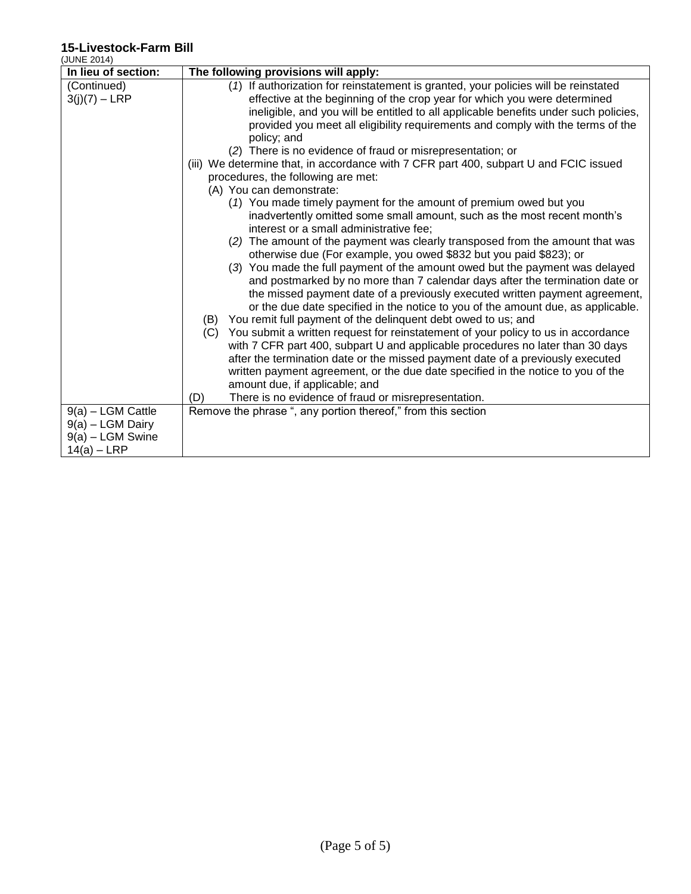## 15-Livestock-Farm Bill

(JUNE 2014)

| In lieu of section: | The following provisions will apply: |
|---|---|
| (Continued)<br>3(j)(7) – LRP | (*1*) If authorization for reinstatement is granted, your policies will be reinstated effective at the beginning of the crop year for which you were determined ineligible, and you will be entitled to all applicable benefits under such policies, provided you meet all eligibility requirements and comply with the terms of the policy; and<br>(*2*) There is no evidence of fraud or misrepresentation; or<br>(iii) We determine that, in accordance with 7 CFR part 400, subpart U and FCIC issued procedures, the following are met:<br>(A) You can demonstrate:<br>(*1*) You made timely payment for the amount of premium owed but you inadvertently omitted some small amount, such as the most recent month's interest or a small administrative fee;<br>(*2*) The amount of the payment was clearly transposed from the amount that was otherwise due (For example, you owed $832 but you paid $823); or<br>(*3*) You made the full payment of the amount owed but the payment was delayed and postmarked by no more than 7 calendar days after the termination date or the missed payment date of a previously executed written payment agreement, or the due date specified in the notice to you of the amount due, as applicable.<br>(B) You remit full payment of the delinquent debt owed to us; and<br>(C) You submit a written request for reinstatement of your policy to us in accordance with 7 CFR part 400, subpart U and applicable procedures no later than 30 days after the termination date or the missed payment date of a previously executed written payment agreement, or the due date specified in the notice to you of the amount due, if applicable; and<br>(D) There is no evidence of fraud or misrepresentation. |
| 9(a) – LGM Cattle<br>9(a) – LGM Dairy<br>9(a) – LGM Swine<br>14(a) – LRP | Remove the phrase ", any portion thereof," from this section |